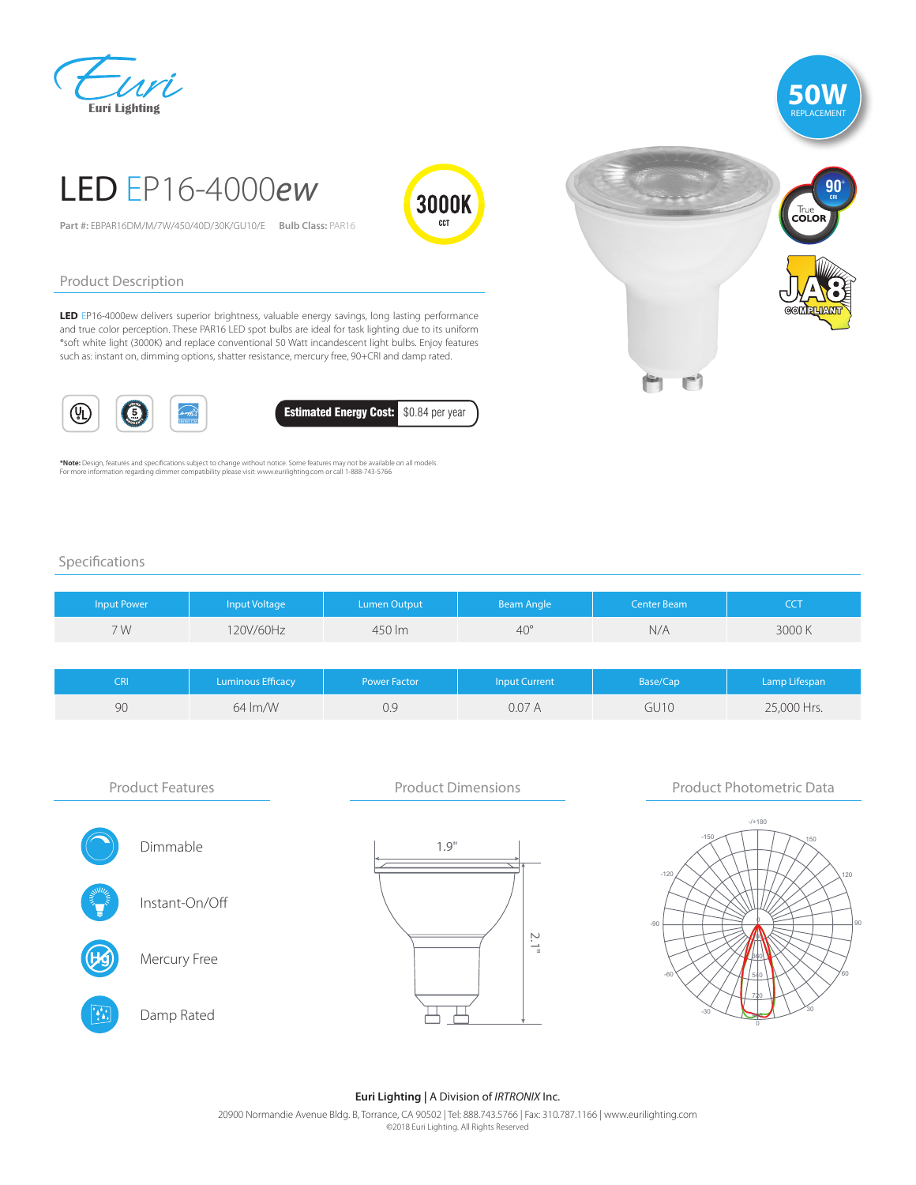Euri Lighting

**50W** REPLACEMENT

# LED EP16-4000*ew*

**Part #:** EBPAR16DM/M/7W/450/40D/30K/GU10/E **Bulb Class:** PAR16

**3000K** CCT

90+ CRI True COLOR

JA8 COMPLIANT

## Product Description

**LED** EP16-4000ew delivers superior brightness, valuable energy savings, long lasting performance and true color perception. These PAR16 LED spot bulbs are ideal for task lighting due to its uniform *soft white light (3000K) and replace conventional 50 Watt incandescent light bulbs. Enjoy features such as: instant on, dimming options, shatter resistance, mercury free, 90+CRI and damp rated.

**Estimated Energy Cost:** $0.84 per year

***Note:** Design, features and specifications subject to change without notice. Some features may not be available on all models.
For more information regarding dimmer compatibility please visit: www.eurilighting.com or call 1-888-743-5766

## Specifications

| Input Power | Input Voltage | Lumen Output | Beam Angle | Center Beam | CCT |
|---|---|---|---|---|---|
| 7 W | 120V/60Hz | 450 lm | 40° | N/A | 3000 K |

| CRI | Luminous Efficacy | Power Factor | Input Current | Base/Cap | Lamp Lifespan |
|---|---|---|---|---|---|
| 90 | 64 lm/W | 0.9 | 0.07 A | GU10 | 25,000 Hrs. |

## Product Features

- Dimmable
- Instant-On/Off
- Mercury Free
- Damp Rated

## Product Dimensions

1.9"

2.1"

## Product Photometric Data

**Euri Lighting** | A Division of *IRTRONIX* Inc.

20900 Normandie Avenue Bldg. B, Torrance, CA 90502 | Tel: 888.743.5766 | Fax: 310.787.1166 | www.eurilighting.com

©2018 Euri Lighting. All Rights Reserved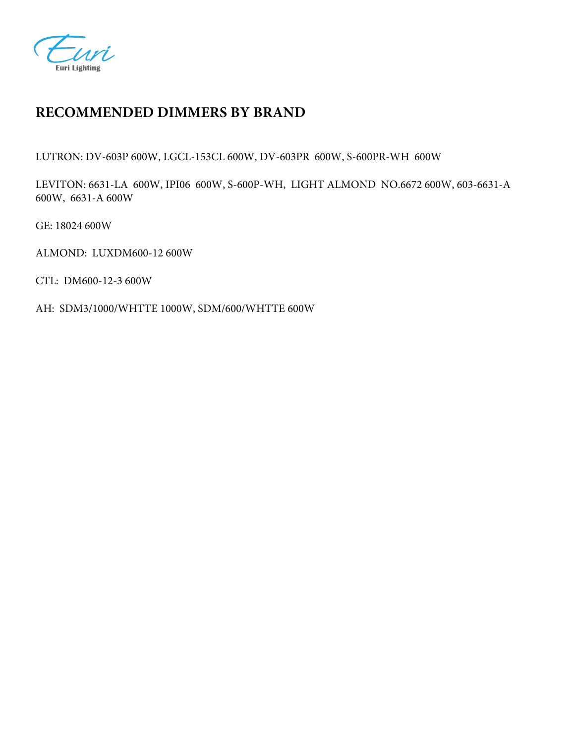Euri Lighting

## RECOMMENDED DIMMERS BY BRAND

LUTRON: DV-603P 600W, LGCL-153CL 600W, DV-603PR 600W, S-600PR-WH 600W

LEVITON: 6631-LA 600W, IPI06 600W, S-600P-WH, LIGHT ALMOND NO.6672 600W, 603-6631-A 600W, 6631-A 600W

GE: 18024 600W

ALMOND: LUXDM600-12 600W

CTL: DM600-12-3 600W

AH: SDM3/1000/WHTTE 1000W, SDM/600/WHTTE 600W